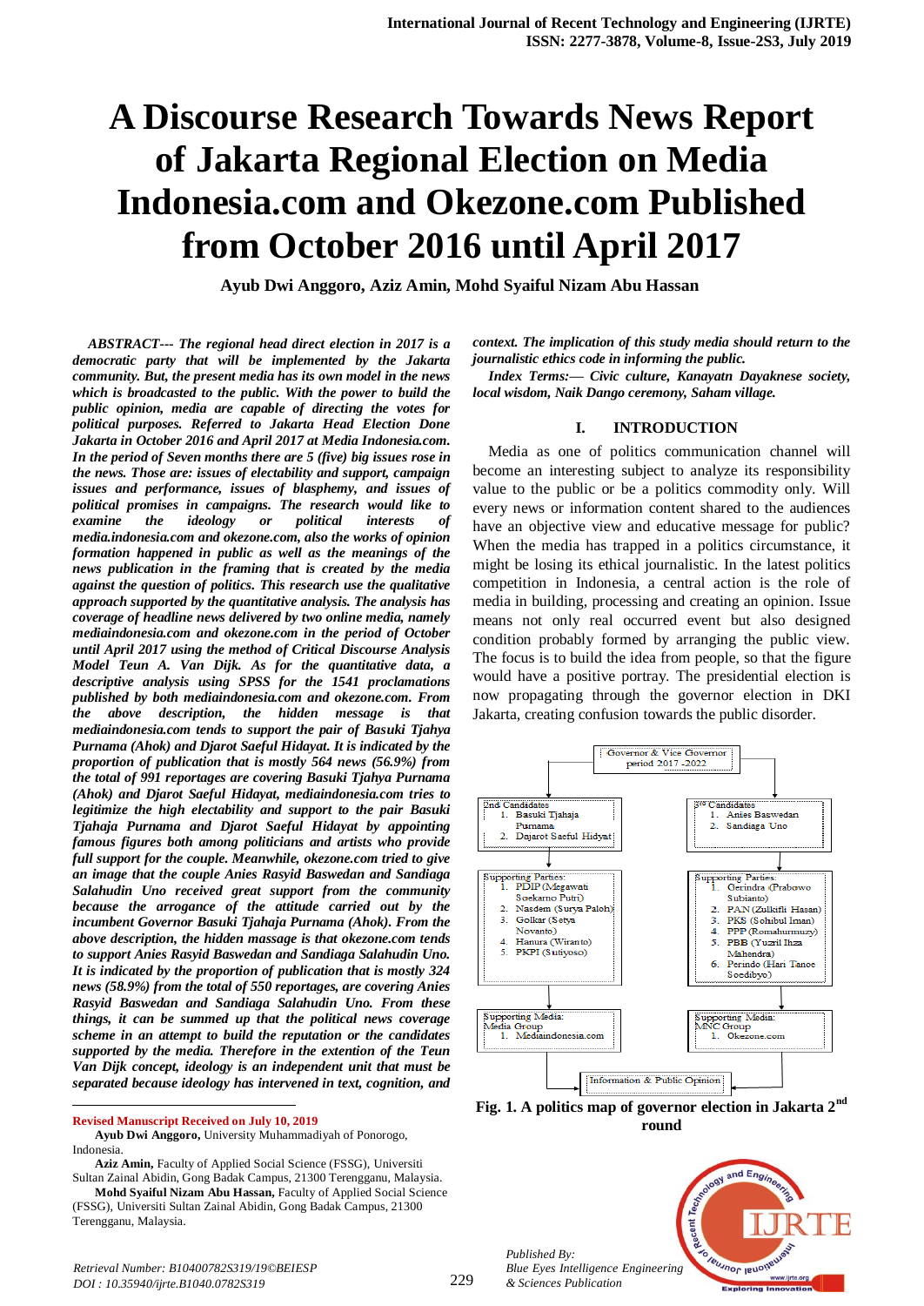# A Discourse Research Towards News Report of Jakarta Regional Election on Media Indonesia.com and Okezone.com Published from October 2016 until April 2017

**Ayub Dwi Anggoro, Aziz Amin, Mohd Syaiful Nizam Abu Hassan**

***ABSTRACT--- The regional head direct election in 2017 is a democratic party that will be implemented by the Jakarta community. But, the present media has its own model in the news which is broadcasted to the public. With the power to build the public opinion, media are capable of directing the votes for political purposes. Referred to Jakarta Head Election Done Jakarta in October 2016 and April 2017 at Media Indonesia.com. In the period of Seven months there are 5 (five) big issues rose in the news. Those are: issues of electability and support, campaign issues and performance, issues of blasphemy, and issues of political promises in campaigns. The research would like to examine the ideology or political interests of media.indonesia.com and okezone.com, also the works of opinion formation happened in public as well as the meanings of the news publication in the framing that is created by the media against the question of politics. This research use the qualitative approach supported by the quantitative analysis. The analysis has coverage of headline news delivered by two online media, namely mediaindonesia.com and okezone.com in the period of October until April 2017 using the method of Critical Discourse Analysis Model Teun A. Van Dijk. As for the quantitative data, a descriptive analysis using SPSS for the 1541 proclamations published by both mediaindonesia.com and okezone.com. From the above description, the hidden message is that mediaindonesia.com tends to support the pair of Basuki Tjahya Purnama (Ahok) and Djarot Saeful Hidayat. It is indicated by the proportion of publication that is mostly 564 news (56.9%) from the total of 991 reportages are covering Basuki Tjahya Purnama (Ahok) and Djarot Saeful Hidayat, mediaindonesia.com tries to legitimize the high electability and support to the pair Basuki Tjahaja Purnama and Djarot Saeful Hidayat by appointing famous figures both among politicians and artists who provide full support for the couple. Meanwhile, okezone.com tried to give an image that the couple Anies Rasyid Baswedan and Sandiaga Salahudin Uno received great support from the community because the arrogance of the attitude carried out by the incumbent Governor Basuki Tjahaja Purnama (Ahok). From the above description, the hidden massage is that okezone.com tends to support Anies Rasyid Baswedan and Sandiaga Salahudin Uno. It is indicated by the proportion of publication that is mostly 324 news (58.9%) from the total of 550 reportages, are covering Anies Rasyid Baswedan and Sandiaga Salahudin Uno. From these things, it can be summed up that the political news coverage scheme in an attempt to build the reputation or the candidates supported by the media. Therefore in the extention of the Teun Van Dijk concept, ideology is an independent unit that must be separated because ideology has intervened in text, cognition, and context. The implication of this study media should return to the journalistic ethics code in informing the public.***

***Index Terms:— Civic culture, Kanayatn Dayaknese society, local wisdom, Naik Dango ceremony, Saham village.***

---

**Revised Manuscript Received on July 10, 2019**

**Ayub Dwi Anggoro,** University Muhammadiyah of Ponorogo, Indonesia.

**Aziz Amin,** Faculty of Applied Social Science (FSSG), Universiti Sultan Zainal Abidin, Gong Badak Campus, 21300 Terengganu, Malaysia.

**Mohd Syaiful Nizam Abu Hassan,** Faculty of Applied Social Science (FSSG), Universiti Sultan Zainal Abidin, Gong Badak Campus, 21300 Terengganu, Malaysia.

## I. INTRODUCTION

Media as one of politics communication channel will become an interesting subject to analyze its responsibility value to the public or be a politics commodity only. Will every news or information content shared to the audiences have an objective view and educative message for public? When the media has trapped in a politics circumstance, it might be losing its ethical journalistic. In the latest politics competition in Indonesia, a central action is the role of media in building, processing and creating an opinion. Issue means not only real occurred event but also designed condition probably formed by arranging the public view. The focus is to build the idea from people, so that the figure would have a positive portray. The presidential election is now propagating through the governor election in DKI Jakarta, creating confusion towards the public disorder.

Governor & Vice Governor period 2017 -2022

| 2nd Candidates | 3rd Candidates |
|---|---|
| 1. Basuki Tjahaja Purnama<br>2. Dajarot Saeful Hidyat | 1. Anies Baswedan<br>2. Sandiaga Uno |
| **Supporting Parties:** | **Supporting Parties:** |
| 1. PDIP (Megawati Soekarno Putri)<br>2. Nasdem (Surya Paloh)<br>3. Golkar (Setya Novanto)<br>4. Hanura (Wiranto)<br>5. PKPI (Sutiyoso) | 1. Gerindra (Prabowo Subianto)<br>2. PAN (Zulkifli Hasan)<br>3. PKS (Sohibul Iman)<br>4. PPP (Romahurmuzy)<br>5. PBB (Yuzril Ihza Mahendra)<br>6. Perindo (Hari Tanoe Soedibyo) |
| **Supporting Media:** Media Group<br>1. Mediaindonesia.com | **Supporting Media:** MNC Group<br>1. Okezone.com |

Information & Public Opinion

**Fig. 1. A politics map of governor election in Jakarta 2nd round**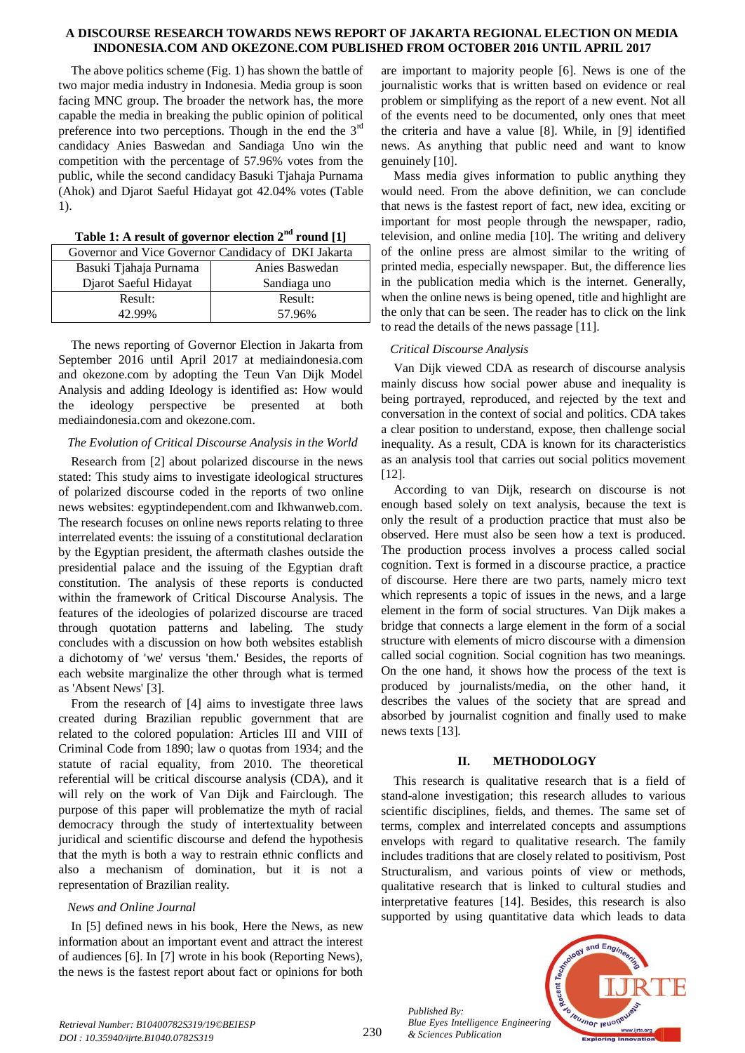The above politics scheme (Fig. 1) has shown the battle of two major media industry in Indonesia. Media group is soon facing MNC group. The broader the network has, the more capable the media in breaking the public opinion of political preference into two perceptions. Though in the end the 3rd candidacy Anies Baswedan and Sandiaga Uno win the competition with the percentage of 57.96% votes from the public, while the second candidacy Basuki Tjahaja Purnama (Ahok) and Djarot Saeful Hidayat got 42.04% votes (Table 1).

**Table 1: A result of governor election 2nd round [1]**

| Governor and Vice Governor Candidacy of DKI Jakarta | |
|---|---|
| Basuki Tjahaja Purnama<br>Djarot Saeful Hidayat | Anies Baswedan<br>Sandiaga uno |
| Result:<br>42.99% | Result:<br>57.96% |

The news reporting of Governor Election in Jakarta from September 2016 until April 2017 at mediaindonesia.com and okezone.com by adopting the Teun Van Dijk Model Analysis and adding Ideology is identified as: How would the ideology perspective be presented at both mediaindonesia.com and okezone.com.

*The Evolution of Critical Discourse Analysis in the World*

Research from [2] about polarized discourse in the news stated: This study aims to investigate ideological structures of polarized discourse coded in the reports of two online news websites: egyptindependent.com and Ikhwanweb.com. The research focuses on online news reports relating to three interrelated events: the issuing of a constitutional declaration by the Egyptian president, the aftermath clashes outside the presidential palace and the issuing of the Egyptian draft constitution. The analysis of these reports is conducted within the framework of Critical Discourse Analysis. The features of the ideologies of polarized discourse are traced through quotation patterns and labeling. The study concludes with a discussion on how both websites establish a dichotomy of 'we' versus 'them.' Besides, the reports of each website marginalize the other through what is termed as 'Absent News' [3].

From the research of [4] aims to investigate three laws created during Brazilian republic government that are related to the colored population: Articles III and VIII of Criminal Code from 1890; law o quotas from 1934; and the statute of racial equality, from 2010. The theoretical referential will be critical discourse analysis (CDA), and it will rely on the work of Van Dijk and Fairclough. The purpose of this paper will problematize the myth of racial democracy through the study of intertextuality between juridical and scientific discourse and defend the hypothesis that the myth is both a way to restrain ethnic conflicts and also a mechanism of domination, but it is not a representation of Brazilian reality.

*News and Online Journal*

In [5] defined news in his book, Here the News, as new information about an important event and attract the interest of audiences [6]. In [7] wrote in his book (Reporting News), the news is the fastest report about fact or opinions for both are important to majority people [6]. News is one of the journalistic works that is written based on evidence or real problem or simplifying as the report of a new event. Not all of the events need to be documented, only ones that meet the criteria and have a value [8]. While, in [9] identified news. As anything that public need and want to know genuinely [10].

Mass media gives information to public anything they would need. From the above definition, we can conclude that news is the fastest report of fact, new idea, exciting or important for most people through the newspaper, radio, television, and online media [10]. The writing and delivery of the online press are almost similar to the writing of printed media, especially newspaper. But, the difference lies in the publication media which is the internet. Generally, when the online news is being opened, title and highlight are the only that can be seen. The reader has to click on the link to read the details of the news passage [11].

*Critical Discourse Analysis*

Van Dijk viewed CDA as research of discourse analysis mainly discuss how social power abuse and inequality is being portrayed, reproduced, and rejected by the text and conversation in the context of social and politics. CDA takes a clear position to understand, expose, then challenge social inequality. As a result, CDA is known for its characteristics as an analysis tool that carries out social politics movement [12].

According to van Dijk, research on discourse is not enough based solely on text analysis, because the text is only the result of a production practice that must also be observed. Here must also be seen how a text is produced. The production process involves a process called social cognition. Text is formed in a discourse practice, a practice of discourse. Here there are two parts, namely micro text which represents a topic of issues in the news, and a large element in the form of social structures. Van Dijk makes a bridge that connects a large element in the form of a social structure with elements of micro discourse with a dimension called social cognition. Social cognition has two meanings. On the one hand, it shows how the process of the text is produced by journalists/media, on the other hand, it describes the values of the society that are spread and absorbed by journalist cognition and finally used to make news texts [13].

## II. METHODOLOGY

This research is qualitative research that is a field of stand-alone investigation; this research alludes to various scientific disciplines, fields, and themes. The same set of terms, complex and interrelated concepts and assumptions envelops with regard to qualitative research. The family includes traditions that are closely related to positivism, Post Structuralism, and various points of view or methods, qualitative research that is linked to cultural studies and interpretative features [14]. Besides, this research is also supported by using quantitative data which leads to data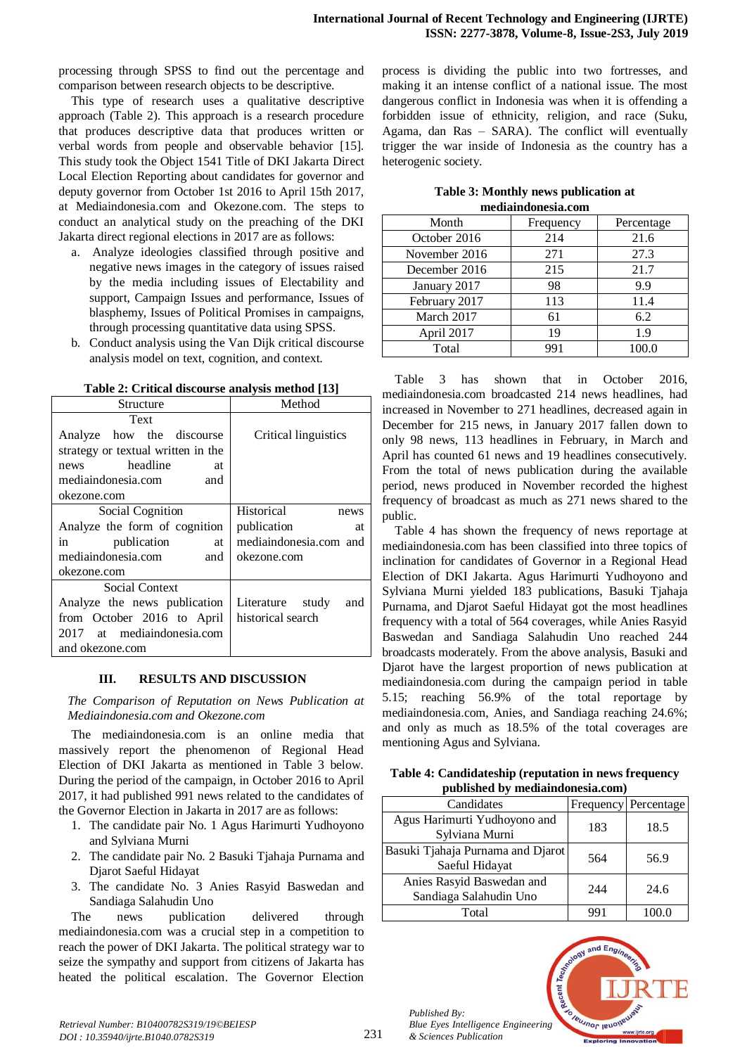processing through SPSS to find out the percentage and comparison between research objects to be descriptive.

This type of research uses a qualitative descriptive approach (Table 2). This approach is a research procedure that produces descriptive data that produces written or verbal words from people and observable behavior [15]. This study took the Object 1541 Title of DKI Jakarta Direct Local Election Reporting about candidates for governor and deputy governor from October 1st 2016 to April 15th 2017, at Mediaindonesia.com and Okezone.com. The steps to conduct an analytical study on the preaching of the DKI Jakarta direct regional elections in 2017 are as follows:

a. Analyze ideologies classified through positive and negative news images in the category of issues raised by the media including issues of Electability and support, Campaign Issues and performance, Issues of blasphemy, Issues of Political Promises in campaigns, through processing quantitative data using SPSS.
b. Conduct analysis using the Van Dijk critical discourse analysis model on text, cognition, and context.

**Table 2: Critical discourse analysis method [13]**

| Structure | Method |
|---|---|
| Text<br>Analyze how the discourse strategy or textual written in the news headline at mediaindonesia.com and okezone.com | Critical linguistics |
| Social Cognition<br>Analyze the form of cognition in publication at mediaindonesia.com and okezone.com | Historical news publication at mediaindonesia.com and okezone.com |
| Social Context<br>Analyze the news publication from October 2016 to April 2017 at mediaindonesia.com and okezone.com | Literature study and historical search |

## III. RESULTS AND DISCUSSION

*The Comparison of Reputation on News Publication at Mediaindonesia.com and Okezone.com*

The mediaindonesia.com is an online media that massively report the phenomenon of Regional Head Election of DKI Jakarta as mentioned in Table 3 below. During the period of the campaign, in October 2016 to April 2017, it had published 991 news related to the candidates of the Governor Election in Jakarta in 2017 are as follows:

1. The candidate pair No. 1 Agus Harimurti Yudhoyono and Sylviana Murni
2. The candidate pair No. 2 Basuki Tjahaja Purnama and Djarot Saeful Hidayat
3. The candidate No. 3 Anies Rasyid Baswedan and Sandiaga Salahudin Uno

The news publication delivered through mediaindonesia.com was a crucial step in a competition to reach the power of DKI Jakarta. The political strategy war to seize the sympathy and support from citizens of Jakarta has heated the political escalation. The Governor Election process is dividing the public into two fortresses, and making it an intense conflict of a national issue. The most dangerous conflict in Indonesia was when it is offending a forbidden issue of ethnicity, religion, and race (Suku, Agama, dan Ras – SARA). The conflict will eventually trigger the war inside of Indonesia as the country has a heterogenic society.

**Table 3: Monthly news publication at mediaindonesia.com**

| Month | Frequency | Percentage |
|---|---|---|
| October 2016 | 214 | 21.6 |
| November 2016 | 271 | 27.3 |
| December 2016 | 215 | 21.7 |
| January 2017 | 98 | 9.9 |
| February 2017 | 113 | 11.4 |
| March 2017 | 61 | 6.2 |
| April 2017 | 19 | 1.9 |
| Total | 991 | 100.0 |

Table 3 has shown that in October 2016, mediaindonesia.com broadcasted 214 news headlines, had increased in November to 271 headlines, decreased again in December for 215 news, in January 2017 fallen down to only 98 news, 113 headlines in February, in March and April has counted 61 news and 19 headlines consecutively. From the total of news publication during the available period, news produced in November recorded the highest frequency of broadcast as much as 271 news shared to the public.

Table 4 has shown the frequency of news reportage at mediaindonesia.com has been classified into three topics of inclination for candidates of Governor in a Regional Head Election of DKI Jakarta. Agus Harimurti Yudhoyono and Sylviana Murni yielded 183 publications, Basuki Tjahaja Purnama, and Djarot Saeful Hidayat got the most headlines frequency with a total of 564 coverages, while Anies Rasyid Baswedan and Sandiaga Salahudin Uno reached 244 broadcasts moderately. From the above analysis, Basuki and Djarot have the largest proportion of news publication at mediaindonesia.com during the campaign period in table 5.15; reaching 56.9% of the total reportage by mediaindonesia.com, Anies, and Sandiaga reaching 24.6%; and only as much as 18.5% of the total coverages are mentioning Agus and Sylviana.

**Table 4: Candidateship (reputation in news frequency published by mediaindonesia.com)**

| Candidates | Frequency | Percentage |
|---|---|---|
| Agus Harimurti Yudhoyono and Sylviana Murni | 183 | 18.5 |
| Basuki Tjahaja Purnama and Djarot Saeful Hidayat | 564 | 56.9 |
| Anies Rasyid Baswedan and Sandiaga Salahudin Uno | 244 | 24.6 |
| Total | 991 | 100.0 |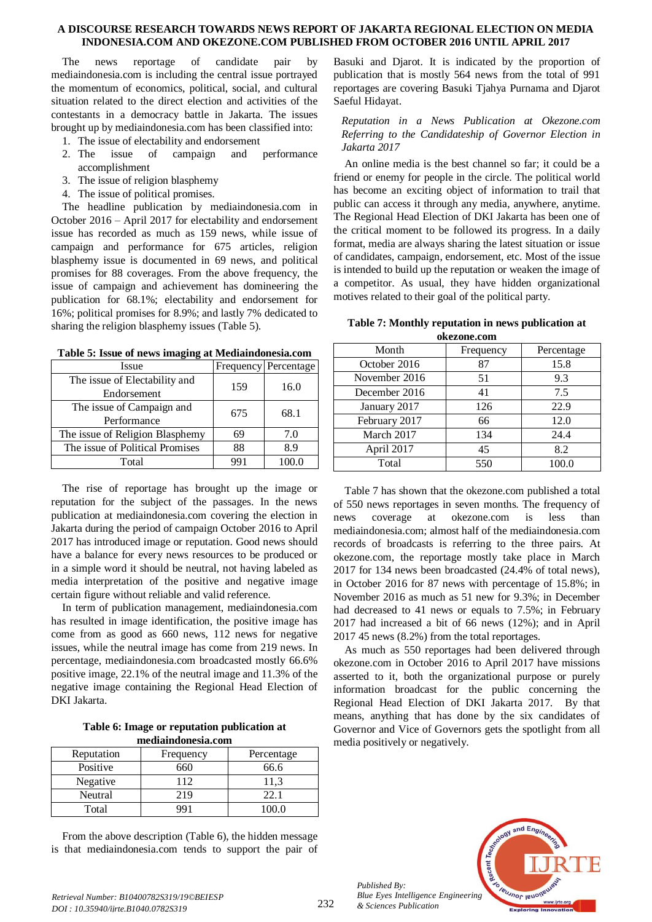The news reportage of candidate pair by mediaindonesia.com is including the central issue portrayed the momentum of economics, political, social, and cultural situation related to the direct election and activities of the contestants in a democracy battle in Jakarta. The issues brought up by mediaindonesia.com has been classified into:

1. The issue of electability and endorsement
2. The issue of campaign and performance accomplishment
3. The issue of religion blasphemy
4. The issue of political promises.

The headline publication by mediaindonesia.com in October 2016 – April 2017 for electability and endorsement issue has recorded as much as 159 news, while issue of campaign and performance for 675 articles, religion blasphemy issue is documented in 69 news, and political promises for 88 coverages. From the above frequency, the issue of campaign and achievement has domineering the publication for 68.1%; electability and endorsement for 16%; political promises for 8.9%; and lastly 7% dedicated to sharing the religion blasphemy issues (Table 5).

**Table 5: Issue of news imaging at Mediaindonesia.com**

| Issue | Frequency | Percentage |
|---|---|---|
| The issue of Electability and Endorsement | 159 | 16.0 |
| The issue of Campaign and Performance | 675 | 68.1 |
| The issue of Religion Blasphemy | 69 | 7.0 |
| The issue of Political Promises | 88 | 8.9 |
| Total | 991 | 100.0 |

The rise of reportage has brought up the image or reputation for the subject of the passages. In the news publication at mediaindonesia.com covering the election in Jakarta during the period of campaign October 2016 to April 2017 has introduced image or reputation. Good news should have a balance for every news resources to be produced or in a simple word it should be neutral, not having labeled as media interpretation of the positive and negative image certain figure without reliable and valid reference.

In term of publication management, mediaindonesia.com has resulted in image identification, the positive image has come from as good as 660 news, 112 news for negative issues, while the neutral image has come from 219 news. In percentage, mediaindonesia.com broadcasted mostly 66.6% positive image, 22.1% of the neutral image and 11.3% of the negative image containing the Regional Head Election of DKI Jakarta.

**Table 6: Image or reputation publication at mediaindonesia.com**

| Reputation | Frequency | Percentage |
|---|---|---|
| Positive | 660 | 66.6 |
| Negative | 112 | 11,3 |
| Neutral | 219 | 22.1 |
| Total | 991 | 100.0 |

From the above description (Table 6), the hidden message is that mediaindonesia.com tends to support the pair of Basuki and Djarot. It is indicated by the proportion of publication that is mostly 564 news from the total of 991 reportages are covering Basuki Tjahya Purnama and Djarot Saeful Hidayat.

### *Reputation in a News Publication at Okezone.com Referring to the Candidateship of Governor Election in Jakarta 2017*

An online media is the best channel so far; it could be a friend or enemy for people in the circle. The political world has become an exciting object of information to trail that public can access it through any media, anywhere, anytime. The Regional Head Election of DKI Jakarta has been one of the critical moment to be followed its progress. In a daily format, media are always sharing the latest situation or issue of candidates, campaign, endorsement, etc. Most of the issue is intended to build up the reputation or weaken the image of a competitor. As usual, they have hidden organizational motives related to their goal of the political party.

**Table 7: Monthly reputation in news publication at okezone.com**

| Month | Frequency | Percentage |
|---|---|---|
| October 2016 | 87 | 15.8 |
| November 2016 | 51 | 9.3 |
| December 2016 | 41 | 7.5 |
| January 2017 | 126 | 22.9 |
| February 2017 | 66 | 12.0 |
| March 2017 | 134 | 24.4 |
| April 2017 | 45 | 8.2 |
| Total | 550 | 100.0 |

Table 7 has shown that the okezone.com published a total of 550 news reportages in seven months. The frequency of news coverage at okezone.com is less than mediaindonesia.com; almost half of the mediaindonesia.com records of broadcasts is referring to the three pairs. At okezone.com, the reportage mostly take place in March 2017 for 134 news been broadcasted (24.4% of total news), in October 2016 for 87 news with percentage of 15.8%; in November 2016 as much as 51 new for 9.3%; in December had decreased to 41 news or equals to 7.5%; in February 2017 had increased a bit of 66 news (12%); and in April 2017 45 news (8.2%) from the total reportages.

As much as 550 reportages had been delivered through okezone.com in October 2016 to April 2017 have missions asserted to it, both the organizational purpose or purely information broadcast for the public concerning the Regional Head Election of DKI Jakarta 2017. By that means, anything that has done by the six candidates of Governor and Vice of Governors gets the spotlight from all media positively or negatively.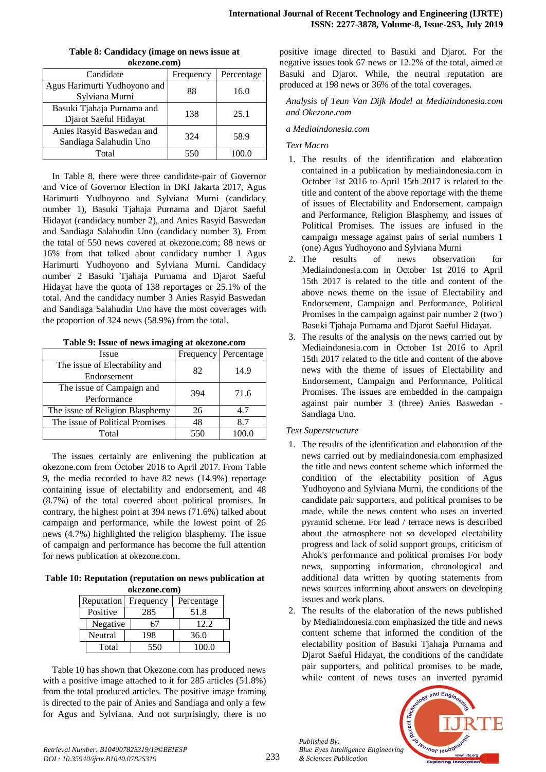**Table 8: Candidacy (image on news issue at okezone.com)**

| Candidate | Frequency | Percentage |
|---|---|---|
| Agus Harimurti Yudhoyono and Sylviana Murni | 88 | 16.0 |
| Basuki Tjahaja Purnama and Djarot Saeful Hidayat | 138 | 25.1 |
| Anies Rasyid Baswedan and Sandiaga Salahudin Uno | 324 | 58.9 |
| Total | 550 | 100.0 |

In Table 8, there were three candidate-pair of Governor and Vice of Governor Election in DKI Jakarta 2017, Agus Harimurti Yudhoyono and Sylviana Murni (candidacy number 1), Basuki Tjahaja Purnama and Djarot Saeful Hidayat (candidacy number 2), and Anies Rasyid Baswedan and Sandiaga Salahudin Uno (candidacy number 3). From the total of 550 news covered at okezone.com; 88 news or 16% from that talked about candidacy number 1 Agus Harimurti Yudhoyono and Sylviana Murni. Candidacy number 2 Basuki Tjahaja Purnama and Djarot Saeful Hidayat have the quota of 138 reportages or 25.1% of the total. And the candidacy number 3 Anies Rasyid Baswedan and Sandiaga Salahudin Uno have the most coverages with the proportion of 324 news (58.9%) from the total.

**Table 9: Issue of news imaging at okezone.com**

| Issue | Frequency | Percentage |
|---|---|---|
| The issue of Electability and Endorsement | 82 | 14.9 |
| The issue of Campaign and Performance | 394 | 71.6 |
| The issue of Religion Blasphemy | 26 | 4.7 |
| The issue of Political Promises | 48 | 8.7 |
| Total | 550 | 100.0 |

The issues certainly are enlivening the publication at okezone.com from October 2016 to April 2017. From Table 9, the media recorded to have 82 news (14.9%) reportage containing issue of electability and endorsement, and 48 (8.7%) of the total covered about political promises. In contrary, the highest point at 394 news (71.6%) talked about campaign and performance, while the lowest point of 26 news (4.7%) highlighted the religion blasphemy. The issue of campaign and performance has become the full attention for news publication at okezone.com.

**Table 10: Reputation (reputation on news publication at okezone.com)**

| Reputation | Frequency | Percentage |
|---|---|---|
| Positive | 285 | 51.8 |
| Negative | 67 | 12.2 |
| Neutral | 198 | 36.0 |
| Total | 550 | 100.0 |

Table 10 has shown that Okezone.com has produced news with a positive image attached to it for 285 articles (51.8%) from the total produced articles. The positive image framing is directed to the pair of Anies and Sandiaga and only a few for Agus and Sylviana. And not surprisingly, there is no positive image directed to Basuki and Djarot. For the negative issues took 67 news or 12.2% of the total, aimed at Basuki and Djarot. While, the neutral reputation are produced at 198 news or 36% of the total coverages.

*Analysis of Teun Van Dijk Model at Mediaindonesia.com and Okezone.com*

*a Mediaindonesia.com*

*Text Macro*

1. The results of the identification and elaboration contained in a publication by mediaindonesia.com in October 1st 2016 to April 15th 2017 is related to the title and content of the above reportage with the theme of issues of Electability and Endorsement. campaign and Performance, Religion Blasphemy, and issues of Political Promises. The issues are infused in the campaign message against pairs of serial numbers 1 (one) Agus Yudhoyono and Sylviana Murni
2. The results of news observation for Mediaindonesia.com in October 1st 2016 to April 15th 2017 is related to the title and content of the above news theme on the issue of Electability and Endorsement, Campaign and Performance, Political Promises in the campaign against pair number 2 (two ) Basuki Tjahaja Purnama and Djarot Saeful Hidayat.
3. The results of the analysis on the news carried out by Mediaindonesia.com in October 1st 2016 to April 15th 2017 related to the title and content of the above news with the theme of issues of Electability and Endorsement, Campaign and Performance, Political Promises. The issues are embedded in the campaign against pair number 3 (three) Anies Baswedan - Sandiaga Uno.

*Text Superstructure*

1. The results of the identification and elaboration of the news carried out by mediaindonesia.com emphasized the title and news content scheme which informed the condition of the electability position of Agus Yudhoyono and Sylviana Murni, the conditions of the candidate pair supporters, and political promises to be made, while the news content who uses an inverted pyramid scheme. For lead / terrace news is described about the atmosphere not so developed electability progress and lack of solid support groups, criticism of Ahok's performance and political promises For body news, supporting information, chronological and additional data written by quoting statements from news sources informing about answers on developing issues and work plans.
2. The results of the elaboration of the news published by Mediaindonesia.com emphasized the title and news content scheme that informed the condition of the electability position of Basuki Tjahaja Purnama and Djarot Saeful Hidayat, the conditions of the candidate pair supporters, and political promises to be made, while content of news tuses an inverted pyramid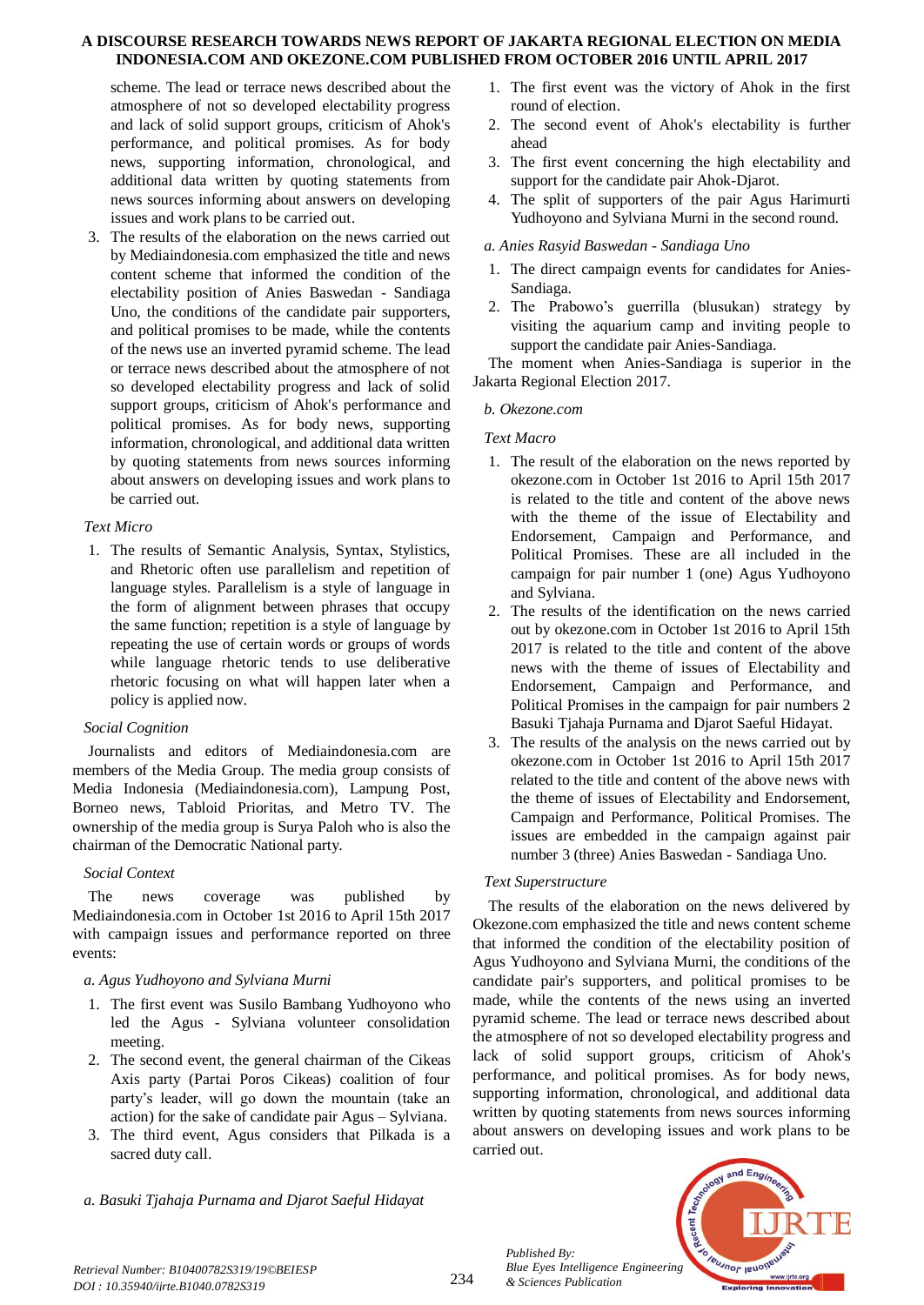scheme. The lead or terrace news described about the atmosphere of not so developed electability progress and lack of solid support groups, criticism of Ahok's performance, and political promises. As for body news, supporting information, chronological, and additional data written by quoting statements from news sources informing about answers on developing issues and work plans to be carried out.

3. The results of the elaboration on the news carried out by Mediaindonesia.com emphasized the title and news content scheme that informed the condition of the electability position of Anies Baswedan - Sandiaga Uno, the conditions of the candidate pair supporters, and political promises to be made, while the contents of the news use an inverted pyramid scheme. The lead or terrace news described about the atmosphere of not so developed electability progress and lack of solid support groups, criticism of Ahok's performance and political promises. As for body news, supporting information, chronological, and additional data written by quoting statements from news sources informing about answers on developing issues and work plans to be carried out.

*Text Micro*

1. The results of Semantic Analysis, Syntax, Stylistics, and Rhetoric often use parallelism and repetition of language styles. Parallelism is a style of language in the form of alignment between phrases that occupy the same function; repetition is a style of language by repeating the use of certain words or groups of words while language rhetoric tends to use deliberative rhetoric focusing on what will happen later when a policy is applied now.

*Social Cognition*

Journalists and editors of Mediaindonesia.com are members of the Media Group. The media group consists of Media Indonesia (Mediaindonesia.com), Lampung Post, Borneo news, Tabloid Prioritas, and Metro TV. The ownership of the media group is Surya Paloh who is also the chairman of the Democratic National party.

*Social Context*

The news coverage was published by Mediaindonesia.com in October 1st 2016 to April 15th 2017 with campaign issues and performance reported on three events:

*a. Agus Yudhoyono and Sylviana Murni*

1. The first event was Susilo Bambang Yudhoyono who led the Agus - Sylviana volunteer consolidation meeting.
2. The second event, the general chairman of the Cikeas Axis party (Partai Poros Cikeas) coalition of four party's leader, will go down the mountain (take an action) for the sake of candidate pair Agus – Sylviana.
3. The third event, Agus considers that Pilkada is a sacred duty call.

*a. Basuki Tjahaja Purnama and Djarot Saeful Hidayat*

1. The first event was the victory of Ahok in the first round of election.
2. The second event of Ahok's electability is further ahead
3. The first event concerning the high electability and support for the candidate pair Ahok-Djarot.
4. The split of supporters of the pair Agus Harimurti Yudhoyono and Sylviana Murni in the second round.

*a. Anies Rasyid Baswedan - Sandiaga Uno*

1. The direct campaign events for candidates for Anies-Sandiaga.
2. The Prabowo's guerrilla (blusukan) strategy by visiting the aquarium camp and inviting people to support the candidate pair Anies-Sandiaga.

The moment when Anies-Sandiaga is superior in the Jakarta Regional Election 2017.

*b. Okezone.com*

*Text Macro*

1. The result of the elaboration on the news reported by okezone.com in October 1st 2016 to April 15th 2017 is related to the title and content of the above news with the theme of the issue of Electability and Endorsement, Campaign and Performance, and Political Promises. These are all included in the campaign for pair number 1 (one) Agus Yudhoyono and Sylviana.
2. The results of the identification on the news carried out by okezone.com in October 1st 2016 to April 15th 2017 is related to the title and content of the above news with the theme of issues of Electability and Endorsement, Campaign and Performance, and Political Promises in the campaign for pair numbers 2 Basuki Tjahaja Purnama and Djarot Saeful Hidayat.
3. The results of the analysis on the news carried out by okezone.com in October 1st 2016 to April 15th 2017 related to the title and content of the above news with the theme of issues of Electability and Endorsement, Campaign and Performance, Political Promises. The issues are embedded in the campaign against pair number 3 (three) Anies Baswedan - Sandiaga Uno.

*Text Superstructure*

The results of the elaboration on the news delivered by Okezone.com emphasized the title and news content scheme that informed the condition of the electability position of Agus Yudhoyono and Sylviana Murni, the conditions of the candidate pair's supporters, and political promises to be made, while the contents of the news using an inverted pyramid scheme. The lead or terrace news described about the atmosphere of not so developed electability progress and lack of solid support groups, criticism of Ahok's performance, and political promises. As for body news, supporting information, chronological, and additional data written by quoting statements from news sources informing about answers on developing issues and work plans to be carried out.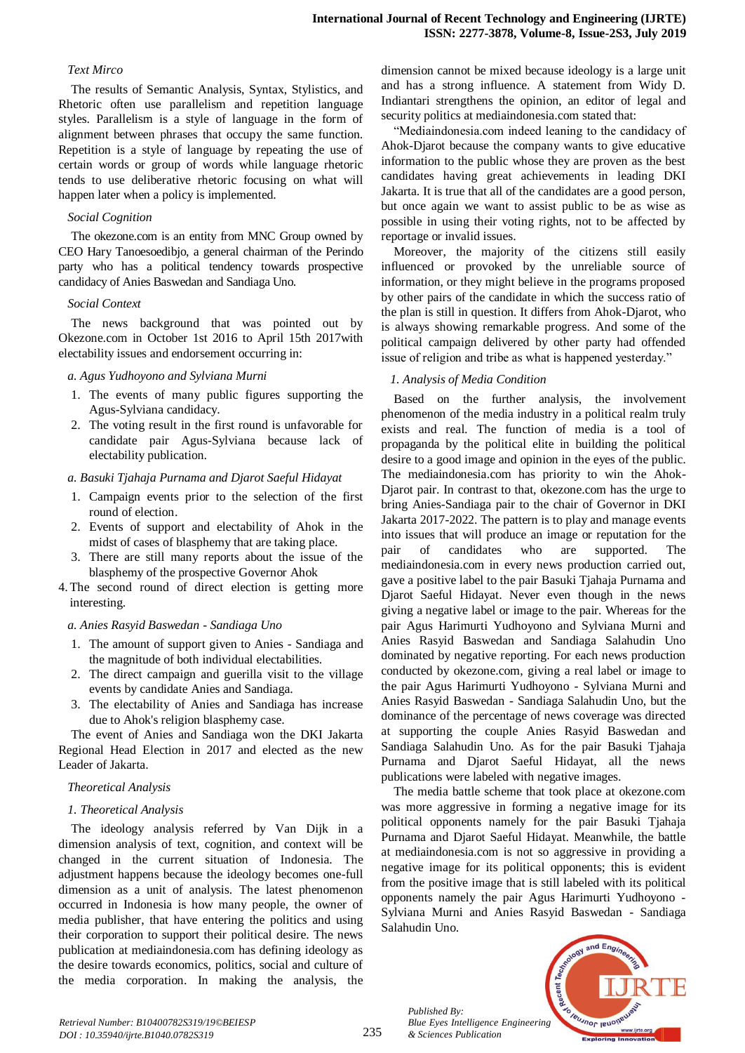*Text Mirco*

The results of Semantic Analysis, Syntax, Stylistics, and Rhetoric often use parallelism and repetition language styles. Parallelism is a style of language in the form of alignment between phrases that occupy the same function. Repetition is a style of language by repeating the use of certain words or group of words while language rhetoric tends to use deliberative rhetoric focusing on what will happen later when a policy is implemented.

*Social Cognition*

The okezone.com is an entity from MNC Group owned by CEO Hary Tanoesoedibjo, a general chairman of the Perindo party who has a political tendency towards prospective candidacy of Anies Baswedan and Sandiaga Uno.

*Social Context*

The news background that was pointed out by Okezone.com in October 1st 2016 to April 15th 2017with electability issues and endorsement occurring in:

*a. Agus Yudhoyono and Sylviana Murni*

1. The events of many public figures supporting the Agus-Sylviana candidacy.
2. The voting result in the first round is unfavorable for candidate pair Agus-Sylviana because lack of electability publication.

*a. Basuki Tjahaja Purnama and Djarot Saeful Hidayat*

1. Campaign events prior to the selection of the first round of election.
2. Events of support and electability of Ahok in the midst of cases of blasphemy that are taking place.
3. There are still many reports about the issue of the blasphemy of the prospective Governor Ahok
4. The second round of direct election is getting more interesting.

*a. Anies Rasyid Baswedan - Sandiaga Uno*

1. The amount of support given to Anies - Sandiaga and the magnitude of both individual electabilities.
2. The direct campaign and guerilla visit to the village events by candidate Anies and Sandiaga.
3. The electability of Anies and Sandiaga has increase due to Ahok's religion blasphemy case.

The event of Anies and Sandiaga won the DKI Jakarta Regional Head Election in 2017 and elected as the new Leader of Jakarta.

*Theoretical Analysis*

*1. Theoretical Analysis*

The ideology analysis referred by Van Dijk in a dimension analysis of text, cognition, and context will be changed in the current situation of Indonesia. The adjustment happens because the ideology becomes one-full dimension as a unit of analysis. The latest phenomenon occurred in Indonesia is how many people, the owner of media publisher, that have entering the politics and using their corporation to support their political desire. The news publication at mediaindonesia.com has defining ideology as the desire towards economics, politics, social and culture of the media corporation. In making the analysis, the dimension cannot be mixed because ideology is a large unit and has a strong influence. A statement from Widy D. Indiantari strengthens the opinion, an editor of legal and security politics at mediaindonesia.com stated that:

"Mediaindonesia.com indeed leaning to the candidacy of Ahok-Djarot because the company wants to give educative information to the public whose they are proven as the best candidates having great achievements in leading DKI Jakarta. It is true that all of the candidates are a good person, but once again we want to assist public to be as wise as possible in using their voting rights, not to be affected by reportage or invalid issues.

Moreover, the majority of the citizens still easily influenced or provoked by the unreliable source of information, or they might believe in the programs proposed by other pairs of the candidate in which the success ratio of the plan is still in question. It differs from Ahok-Djarot, who is always showing remarkable progress. And some of the political campaign delivered by other party had offended issue of religion and tribe as what is happened yesterday."

*1. Analysis of Media Condition*

Based on the further analysis, the involvement phenomenon of the media industry in a political realm truly exists and real. The function of media is a tool of propaganda by the political elite in building the political desire to a good image and opinion in the eyes of the public. The mediaindonesia.com has priority to win the Ahok-Djarot pair. In contrast to that, okezone.com has the urge to bring Anies-Sandiaga pair to the chair of Governor in DKI Jakarta 2017-2022. The pattern is to play and manage events into issues that will produce an image or reputation for the pair of candidates who are supported. The mediaindonesia.com in every news production carried out, gave a positive label to the pair Basuki Tjahaja Purnama and Djarot Saeful Hidayat. Never even though in the news giving a negative label or image to the pair. Whereas for the pair Agus Harimurti Yudhoyono and Sylviana Murni and Anies Rasyid Baswedan and Sandiaga Salahudin Uno dominated by negative reporting. For each news production conducted by okezone.com, giving a real label or image to the pair Agus Harimurti Yudhoyono - Sylviana Murni and Anies Rasyid Baswedan - Sandiaga Salahudin Uno, but the dominance of the percentage of news coverage was directed at supporting the couple Anies Rasyid Baswedan and Sandiaga Salahudin Uno. As for the pair Basuki Tjahaja Purnama and Djarot Saeful Hidayat, all the news publications were labeled with negative images.

The media battle scheme that took place at okezone.com was more aggressive in forming a negative image for its political opponents namely for the pair Basuki Tjahaja Purnama and Djarot Saeful Hidayat. Meanwhile, the battle at mediaindonesia.com is not so aggressive in providing a negative image for its political opponents; this is evident from the positive image that is still labeled with its political opponents namely the pair Agus Harimurti Yudhoyono - Sylviana Murni and Anies Rasyid Baswedan - Sandiaga Salahudin Uno.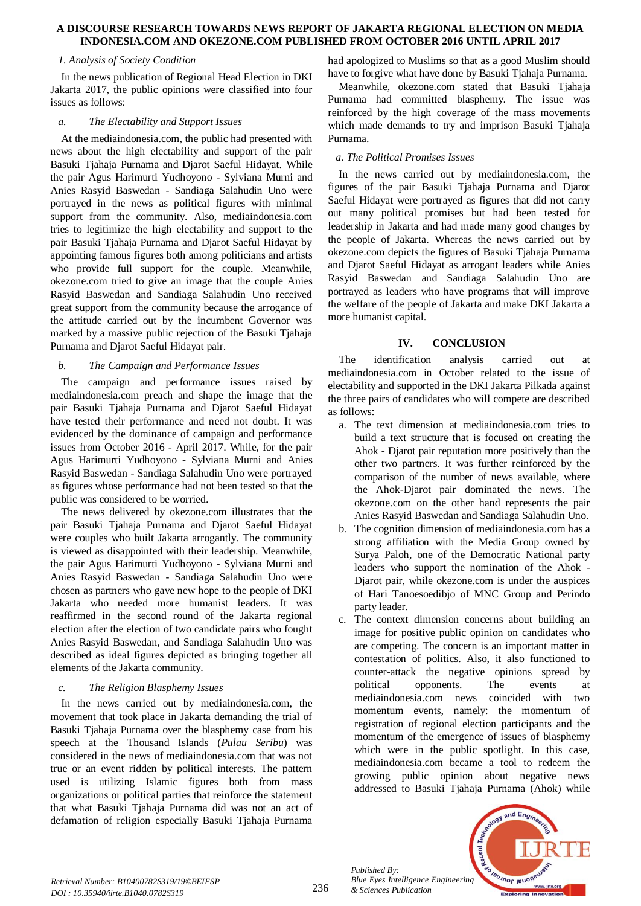### 1. Analysis of Society Condition

In the news publication of Regional Head Election in DKI Jakarta 2017, the public opinions were classified into four issues as follows:

#### a. The Electability and Support Issues

At the mediaindonesia.com, the public had presented with news about the high electability and support of the pair Basuki Tjahaja Purnama and Djarot Saeful Hidayat. While the pair Agus Harimurti Yudhoyono - Sylviana Murni and Anies Rasyid Baswedan - Sandiaga Salahudin Uno were portrayed in the news as political figures with minimal support from the community. Also, mediaindonesia.com tries to legitimize the high electability and support to the pair Basuki Tjahaja Purnama and Djarot Saeful Hidayat by appointing famous figures both among politicians and artists who provide full support for the couple. Meanwhile, okezone.com tried to give an image that the couple Anies Rasyid Baswedan and Sandiaga Salahudin Uno received great support from the community because the arrogance of the attitude carried out by the incumbent Governor was marked by a massive public rejection of the Basuki Tjahaja Purnama and Djarot Saeful Hidayat pair.

#### b. The Campaign and Performance Issues

The campaign and performance issues raised by mediaindonesia.com preach and shape the image that the pair Basuki Tjahaja Purnama and Djarot Saeful Hidayat have tested their performance and need not doubt. It was evidenced by the dominance of campaign and performance issues from October 2016 - April 2017. While, for the pair Agus Harimurti Yudhoyono - Sylviana Murni and Anies Rasyid Baswedan - Sandiaga Salahudin Uno were portrayed as figures whose performance had not been tested so that the public was considered to be worried.

The news delivered by okezone.com illustrates that the pair Basuki Tjahaja Purnama and Djarot Saeful Hidayat were couples who built Jakarta arrogantly. The community is viewed as disappointed with their leadership. Meanwhile, the pair Agus Harimurti Yudhoyono - Sylviana Murni and Anies Rasyid Baswedan - Sandiaga Salahudin Uno were chosen as partners who gave new hope to the people of DKI Jakarta who needed more humanist leaders. It was reaffirmed in the second round of the Jakarta regional election after the election of two candidate pairs who fought Anies Rasyid Baswedan, and Sandiaga Salahudin Uno was described as ideal figures depicted as bringing together all elements of the Jakarta community.

#### c. The Religion Blasphemy Issues

In the news carried out by mediaindonesia.com, the movement that took place in Jakarta demanding the trial of Basuki Tjahaja Purnama over the blasphemy case from his speech at the Thousand Islands (*Pulau Seribu*) was considered in the news of mediaindonesia.com that was not true or an event ridden by political interests. The pattern used is utilizing Islamic figures both from mass organizations or political parties that reinforce the statement that what Basuki Tjahaja Purnama did was not an act of defamation of religion especially Basuki Tjahaja Purnama had apologized to Muslims so that as a good Muslim should have to forgive what have done by Basuki Tjahaja Purnama.

Meanwhile, okezone.com stated that Basuki Tjahaja Purnama had committed blasphemy. The issue was reinforced by the high coverage of the mass movements which made demands to try and imprison Basuki Tjahaja Purnama.

#### a. The Political Promises Issues

In the news carried out by mediaindonesia.com, the figures of the pair Basuki Tjahaja Purnama and Djarot Saeful Hidayat were portrayed as figures that did not carry out many political promises but had been tested for leadership in Jakarta and had made many good changes by the people of Jakarta. Whereas the news carried out by okezone.com depicts the figures of Basuki Tjahaja Purnama and Djarot Saeful Hidayat as arrogant leaders while Anies Rasyid Baswedan and Sandiaga Salahudin Uno are portrayed as leaders who have programs that will improve the welfare of the people of Jakarta and make DKI Jakarta a more humanist capital.

## IV. CONCLUSION

The identification analysis carried out at mediaindonesia.com in October related to the issue of electability and supported in the DKI Jakarta Pilkada against the three pairs of candidates who will compete are described as follows:

a. The text dimension at mediaindonesia.com tries to build a text structure that is focused on creating the Ahok - Djarot pair reputation more positively than the other two partners. It was further reinforced by the comparison of the number of news available, where the Ahok-Djarot pair dominated the news. The okezone.com on the other hand represents the pair Anies Rasyid Baswedan and Sandiaga Salahudin Uno.

b. The cognition dimension of mediaindonesia.com has a strong affiliation with the Media Group owned by Surya Paloh, one of the Democratic National party leaders who support the nomination of the Ahok - Djarot pair, while okezone.com is under the auspices of Hari Tanoesoedibjo of MNC Group and Perindo party leader.

c. The context dimension concerns about building an image for positive public opinion on candidates who are competing. The concern is an important matter in contestation of politics. Also, it also functioned to counter-attack the negative opinions spread by political opponents. The events at mediaindonesia.com news coincided with two momentum events, namely: the momentum of registration of regional election participants and the momentum of the emergence of issues of blasphemy which were in the public spotlight. In this case, mediaindonesia.com became a tool to redeem the growing public opinion about negative news addressed to Basuki Tjahaja Purnama (Ahok) while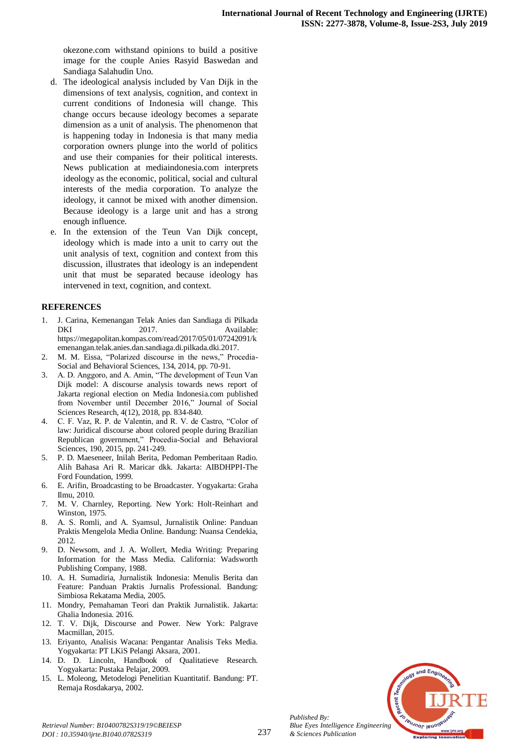okezone.com withstand opinions to build a positive image for the couple Anies Rasyid Baswedan and Sandiaga Salahudin Uno.

d. The ideological analysis included by Van Dijk in the dimensions of text analysis, cognition, and context in current conditions of Indonesia will change. This change occurs because ideology becomes a separate dimension as a unit of analysis. The phenomenon that is happening today in Indonesia is that many media corporation owners plunge into the world of politics and use their companies for their political interests. News publication at mediaindonesia.com interprets ideology as the economic, political, social and cultural interests of the media corporation. To analyze the ideology, it cannot be mixed with another dimension. Because ideology is a large unit and has a strong enough influence.

e. In the extension of the Teun Van Dijk concept, ideology which is made into a unit to carry out the unit analysis of text, cognition and context from this discussion, illustrates that ideology is an independent unit that must be separated because ideology has intervened in text, cognition, and context.

## REFERENCES

1. J. Carina, Kemenangan Telak Anies dan Sandiaga di Pilkada DKI 2017. Available: https://megapolitan.kompas.com/read/2017/05/01/07242091/kemenangan.telak.anies.dan.sandiaga.di.pilkada.dki.2017.
2. M. M. Eissa, "Polarized discourse in the news," Procedia-Social and Behavioral Sciences, 134, 2014, pp. 70-91.
3. A. D. Anggoro, and A. Amin, "The development of Teun Van Dijk model: A discourse analysis towards news report of Jakarta regional election on Media Indonesia.com published from November until December 2016," Journal of Social Sciences Research, 4(12), 2018, pp. 834-840.
4. C. F. Vaz, R. P. de Valentin, and R. V. de Castro, "Color of law: Juridical discourse about colored people during Brazilian Republican government," Procedia-Social and Behavioral Sciences, 190, 2015, pp. 241-249.
5. P. D. Maeseneer, Inilah Berita, Pedoman Pemberitaan Radio. Alih Bahasa Ari R. Maricar dkk. Jakarta: AIBDHPPI-The Ford Foundation, 1999.
6. E. Arifin, Broadcasting to be Broadcaster. Yogyakarta: Graha Ilmu, 2010.
7. M. V. Charnley, Reporting. New York: Holt-Reinhart and Winston, 1975.
8. A. S. Romli, and A. Syamsul, Jurnalistik Online: Panduan Praktis Mengelola Media Online. Bandung: Nuansa Cendekia, 2012.
9. D. Newsom, and J. A. Wollert, Media Writing: Preparing Information for the Mass Media. California: Wadsworth Publishing Company, 1988.
10. A. H. Sumadiria, Jurnalistik Indonesia: Menulis Berita dan Feature: Panduan Praktis Jurnalis Professional. Bandung: Simbiosa Rekatama Media, 2005.
11. Mondry, Pemahaman Teori dan Praktik Jurnalistik. Jakarta: Ghalia Indonesia. 2016.
12. T. V. Dijk, Discourse and Power. New York: Palgrave Macmillan, 2015.
13. Eriyanto, Analisis Wacana: Pengantar Analisis Teks Media. Yogyakarta: PT LKiS Pelangi Aksara, 2001.
14. D. D. Lincoln, Handbook of Qualitatieve Research. Yogyakarta: Pustaka Pelajar, 2009.
15. L. Moleong, Metodelogi Penelitian Kuantitatif. Bandung: PT. Remaja Rosdakarya, 2002.